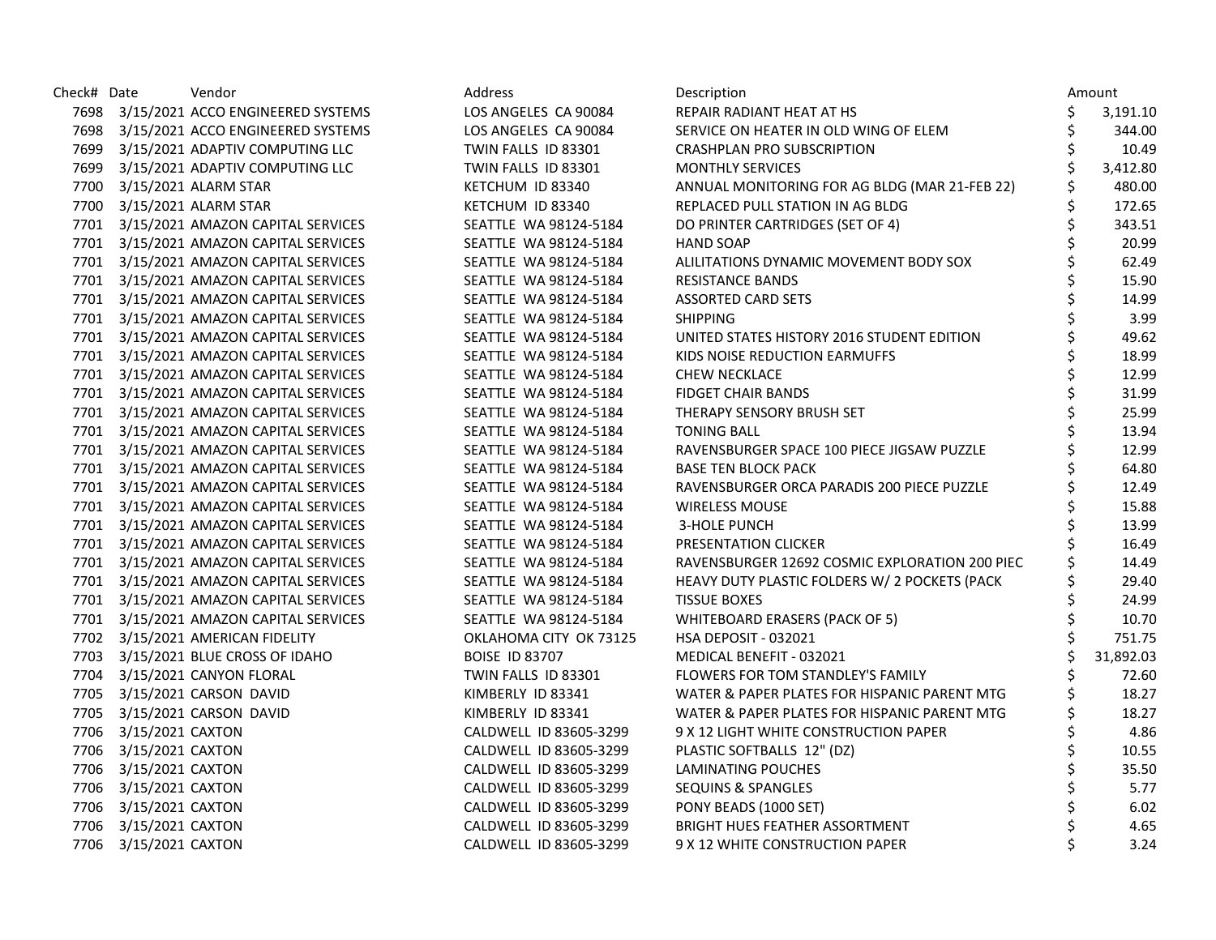| Check# | Date | Vendor | Address | Description | Amount |
|---|---|---|---|---|---|
| 7698 | 3/15/2021 | ACCO ENGINEERED SYSTEMS | LOS ANGELES CA 90084 | REPAIR RADIANT HEAT AT HS | $ 3,191.10 |
| 7698 | 3/15/2021 | ACCO ENGINEERED SYSTEMS | LOS ANGELES CA 90084 | SERVICE ON HEATER IN OLD WING OF ELEM | $ 344.00 |
| 7699 | 3/15/2021 | ADAPTIV COMPUTING LLC | TWIN FALLS ID 83301 | CRASHPLAN PRO SUBSCRIPTION | $ 10.49 |
| 7699 | 3/15/2021 | ADAPTIV COMPUTING LLC | TWIN FALLS ID 83301 | MONTHLY SERVICES | $ 3,412.80 |
| 7700 | 3/15/2021 | ALARM STAR | KETCHUM ID 83340 | ANNUAL MONITORING FOR AG BLDG (MAR 21-FEB 22) | $ 480.00 |
| 7700 | 3/15/2021 | ALARM STAR | KETCHUM ID 83340 | REPLACED PULL STATION IN AG BLDG | $ 172.65 |
| 7701 | 3/15/2021 | AMAZON CAPITAL SERVICES | SEATTLE WA 98124-5184 | DO PRINTER CARTRIDGES (SET OF 4) | $ 343.51 |
| 7701 | 3/15/2021 | AMAZON CAPITAL SERVICES | SEATTLE WA 98124-5184 | HAND SOAP | $ 20.99 |
| 7701 | 3/15/2021 | AMAZON CAPITAL SERVICES | SEATTLE WA 98124-5184 | ALILITATIONS DYNAMIC MOVEMENT BODY SOX | $ 62.49 |
| 7701 | 3/15/2021 | AMAZON CAPITAL SERVICES | SEATTLE WA 98124-5184 | RESISTANCE BANDS | $ 15.90 |
| 7701 | 3/15/2021 | AMAZON CAPITAL SERVICES | SEATTLE WA 98124-5184 | ASSORTED CARD SETS | $ 14.99 |
| 7701 | 3/15/2021 | AMAZON CAPITAL SERVICES | SEATTLE WA 98124-5184 | SHIPPING | $ 3.99 |
| 7701 | 3/15/2021 | AMAZON CAPITAL SERVICES | SEATTLE WA 98124-5184 | UNITED STATES HISTORY 2016 STUDENT EDITION | $ 49.62 |
| 7701 | 3/15/2021 | AMAZON CAPITAL SERVICES | SEATTLE WA 98124-5184 | KIDS NOISE REDUCTION EARMUFFS | $ 18.99 |
| 7701 | 3/15/2021 | AMAZON CAPITAL SERVICES | SEATTLE WA 98124-5184 | CHEW NECKLACE | $ 12.99 |
| 7701 | 3/15/2021 | AMAZON CAPITAL SERVICES | SEATTLE WA 98124-5184 | FIDGET CHAIR BANDS | $ 31.99 |
| 7701 | 3/15/2021 | AMAZON CAPITAL SERVICES | SEATTLE WA 98124-5184 | THERAPY SENSORY BRUSH SET | $ 25.99 |
| 7701 | 3/15/2021 | AMAZON CAPITAL SERVICES | SEATTLE WA 98124-5184 | TONING BALL | $ 13.94 |
| 7701 | 3/15/2021 | AMAZON CAPITAL SERVICES | SEATTLE WA 98124-5184 | RAVENSBURGER SPACE 100 PIECE JIGSAW PUZZLE | $ 12.99 |
| 7701 | 3/15/2021 | AMAZON CAPITAL SERVICES | SEATTLE WA 98124-5184 | BASE TEN BLOCK PACK | $ 64.80 |
| 7701 | 3/15/2021 | AMAZON CAPITAL SERVICES | SEATTLE WA 98124-5184 | RAVENSBURGER ORCA PARADIS 200 PIECE PUZZLE | $ 12.49 |
| 7701 | 3/15/2021 | AMAZON CAPITAL SERVICES | SEATTLE WA 98124-5184 | WIRELESS MOUSE | $ 15.88 |
| 7701 | 3/15/2021 | AMAZON CAPITAL SERVICES | SEATTLE WA 98124-5184 | 3-HOLE PUNCH | $ 13.99 |
| 7701 | 3/15/2021 | AMAZON CAPITAL SERVICES | SEATTLE WA 98124-5184 | PRESENTATION CLICKER | $ 16.49 |
| 7701 | 3/15/2021 | AMAZON CAPITAL SERVICES | SEATTLE WA 98124-5184 | RAVENSBURGER 12692 COSMIC EXPLORATION 200 PIEC | $ 14.49 |
| 7701 | 3/15/2021 | AMAZON CAPITAL SERVICES | SEATTLE WA 98124-5184 | HEAVY DUTY PLASTIC FOLDERS W/ 2 POCKETS (PACK | $ 29.40 |
| 7701 | 3/15/2021 | AMAZON CAPITAL SERVICES | SEATTLE WA 98124-5184 | TISSUE BOXES | $ 24.99 |
| 7701 | 3/15/2021 | AMAZON CAPITAL SERVICES | SEATTLE WA 98124-5184 | WHITEBOARD ERASERS (PACK OF 5) | $ 10.70 |
| 7702 | 3/15/2021 | AMERICAN FIDELITY | OKLAHOMA CITY OK 73125 | HSA DEPOSIT - 032021 | $ 751.75 |
| 7703 | 3/15/2021 | BLUE CROSS OF IDAHO | BOISE ID 83707 | MEDICAL BENEFIT - 032021 | $ 31,892.03 |
| 7704 | 3/15/2021 | CANYON FLORAL | TWIN FALLS ID 83301 | FLOWERS FOR TOM STANDLEY'S FAMILY | $ 72.60 |
| 7705 | 3/15/2021 | CARSON DAVID | KIMBERLY ID 83341 | WATER & PAPER PLATES FOR HISPANIC PARENT MTG | $ 18.27 |
| 7705 | 3/15/2021 | CARSON DAVID | KIMBERLY ID 83341 | WATER & PAPER PLATES FOR HISPANIC PARENT MTG | $ 18.27 |
| 7706 | 3/15/2021 | CAXTON | CALDWELL ID 83605-3299 | 9 X 12 LIGHT WHITE CONSTRUCTION PAPER | $ 4.86 |
| 7706 | 3/15/2021 | CAXTON | CALDWELL ID 83605-3299 | PLASTIC SOFTBALLS 12" (DZ) | $ 10.55 |
| 7706 | 3/15/2021 | CAXTON | CALDWELL ID 83605-3299 | LAMINATING POUCHES | $ 35.50 |
| 7706 | 3/15/2021 | CAXTON | CALDWELL ID 83605-3299 | SEQUINS & SPANGLES | $ 5.77 |
| 7706 | 3/15/2021 | CAXTON | CALDWELL ID 83605-3299 | PONY BEADS (1000 SET) | $ 6.02 |
| 7706 | 3/15/2021 | CAXTON | CALDWELL ID 83605-3299 | BRIGHT HUES FEATHER ASSORTMENT | $ 4.65 |
| 7706 | 3/15/2021 | CAXTON | CALDWELL ID 83605-3299 | 9 X 12 WHITE CONSTRUCTION PAPER | $ 3.24 |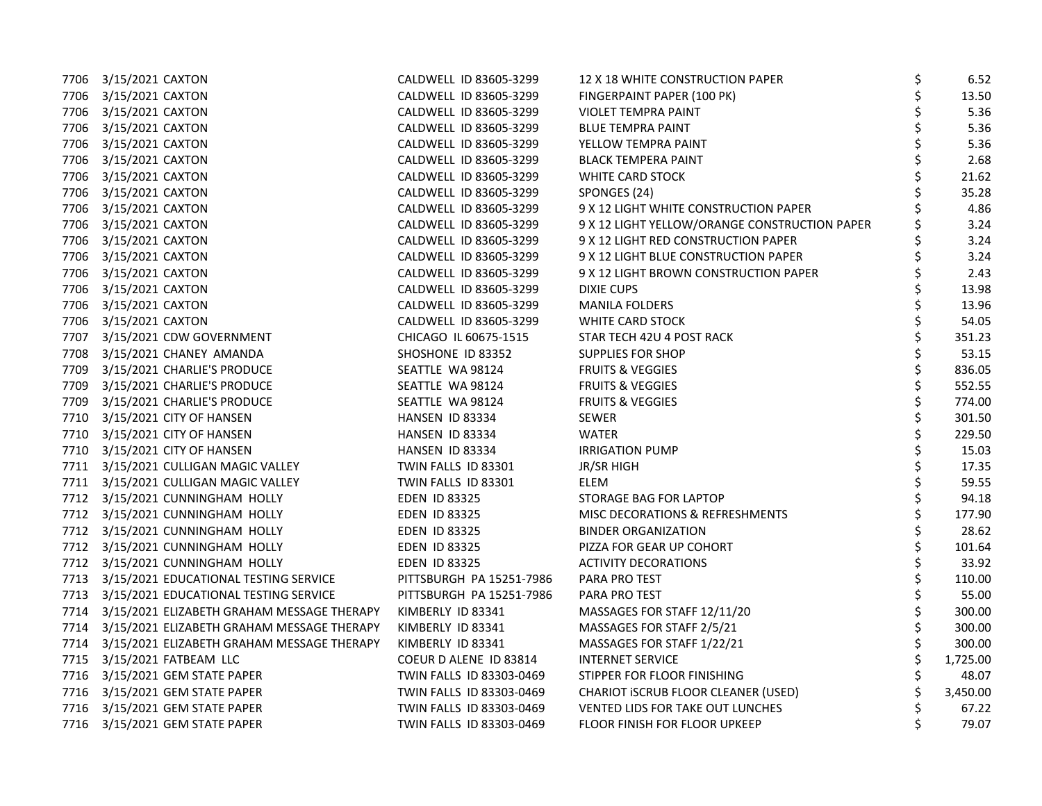| | | | | | | |
|---|---|---|---|---|---|---|
| 7706 | 3/15/2021 | CAXTON | CALDWELL ID 83605-3299 | 12 X 18 WHITE CONSTRUCTION PAPER | $ | 6.52 |
| 7706 | 3/15/2021 | CAXTON | CALDWELL ID 83605-3299 | FINGERPAINT PAPER (100 PK) | $ | 13.50 |
| 7706 | 3/15/2021 | CAXTON | CALDWELL ID 83605-3299 | VIOLET TEMPRA PAINT | $ | 5.36 |
| 7706 | 3/15/2021 | CAXTON | CALDWELL ID 83605-3299 | BLUE TEMPRA PAINT | $ | 5.36 |
| 7706 | 3/15/2021 | CAXTON | CALDWELL ID 83605-3299 | YELLOW TEMPRA PAINT | $ | 5.36 |
| 7706 | 3/15/2021 | CAXTON | CALDWELL ID 83605-3299 | BLACK TEMPERA PAINT | $ | 2.68 |
| 7706 | 3/15/2021 | CAXTON | CALDWELL ID 83605-3299 | WHITE CARD STOCK | $ | 21.62 |
| 7706 | 3/15/2021 | CAXTON | CALDWELL ID 83605-3299 | SPONGES (24) | $ | 35.28 |
| 7706 | 3/15/2021 | CAXTON | CALDWELL ID 83605-3299 | 9 X 12 LIGHT WHITE CONSTRUCTION PAPER | $ | 4.86 |
| 7706 | 3/15/2021 | CAXTON | CALDWELL ID 83605-3299 | 9 X 12 LIGHT YELLOW/ORANGE CONSTRUCTION PAPER | $ | 3.24 |
| 7706 | 3/15/2021 | CAXTON | CALDWELL ID 83605-3299 | 9 X 12 LIGHT RED CONSTRUCTION PAPER | $ | 3.24 |
| 7706 | 3/15/2021 | CAXTON | CALDWELL ID 83605-3299 | 9 X 12 LIGHT BLUE CONSTRUCTION PAPER | $ | 3.24 |
| 7706 | 3/15/2021 | CAXTON | CALDWELL ID 83605-3299 | 9 X 12 LIGHT BROWN CONSTRUCTION PAPER | $ | 2.43 |
| 7706 | 3/15/2021 | CAXTON | CALDWELL ID 83605-3299 | DIXIE CUPS | $ | 13.98 |
| 7706 | 3/15/2021 | CAXTON | CALDWELL ID 83605-3299 | MANILA FOLDERS | $ | 13.96 |
| 7706 | 3/15/2021 | CAXTON | CALDWELL ID 83605-3299 | WHITE CARD STOCK | $ | 54.05 |
| 7707 | 3/15/2021 | CDW GOVERNMENT | CHICAGO IL 60675-1515 | STAR TECH 42U 4 POST RACK | $ | 351.23 |
| 7708 | 3/15/2021 | CHANEY AMANDA | SHOSHONE ID 83352 | SUPPLIES FOR SHOP | $ | 53.15 |
| 7709 | 3/15/2021 | CHARLIE'S PRODUCE | SEATTLE WA 98124 | FRUITS & VEGGIES | $ | 836.05 |
| 7709 | 3/15/2021 | CHARLIE'S PRODUCE | SEATTLE WA 98124 | FRUITS & VEGGIES | $ | 552.55 |
| 7709 | 3/15/2021 | CHARLIE'S PRODUCE | SEATTLE WA 98124 | FRUITS & VEGGIES | $ | 774.00 |
| 7710 | 3/15/2021 | CITY OF HANSEN | HANSEN ID 83334 | SEWER | $ | 301.50 |
| 7710 | 3/15/2021 | CITY OF HANSEN | HANSEN ID 83334 | WATER | $ | 229.50 |
| 7710 | 3/15/2021 | CITY OF HANSEN | HANSEN ID 83334 | IRRIGATION PUMP | $ | 15.03 |
| 7711 | 3/15/2021 | CULLIGAN MAGIC VALLEY | TWIN FALLS ID 83301 | JR/SR HIGH | $ | 17.35 |
| 7711 | 3/15/2021 | CULLIGAN MAGIC VALLEY | TWIN FALLS ID 83301 | ELEM | $ | 59.55 |
| 7712 | 3/15/2021 | CUNNINGHAM HOLLY | EDEN ID 83325 | STORAGE BAG FOR LAPTOP | $ | 94.18 |
| 7712 | 3/15/2021 | CUNNINGHAM HOLLY | EDEN ID 83325 | MISC DECORATIONS & REFRESHMENTS | $ | 177.90 |
| 7712 | 3/15/2021 | CUNNINGHAM HOLLY | EDEN ID 83325 | BINDER ORGANIZATION | $ | 28.62 |
| 7712 | 3/15/2021 | CUNNINGHAM HOLLY | EDEN ID 83325 | PIZZA FOR GEAR UP COHORT | $ | 101.64 |
| 7712 | 3/15/2021 | CUNNINGHAM HOLLY | EDEN ID 83325 | ACTIVITY DECORATIONS | $ | 33.92 |
| 7713 | 3/15/2021 | EDUCATIONAL TESTING SERVICE | PITTSBURGH PA 15251-7986 | PARA PRO TEST | $ | 110.00 |
| 7713 | 3/15/2021 | EDUCATIONAL TESTING SERVICE | PITTSBURGH PA 15251-7986 | PARA PRO TEST | $ | 55.00 |
| 7714 | 3/15/2021 | ELIZABETH GRAHAM MESSAGE THERAPY | KIMBERLY ID 83341 | MASSAGES FOR STAFF 12/11/20 | $ | 300.00 |
| 7714 | 3/15/2021 | ELIZABETH GRAHAM MESSAGE THERAPY | KIMBERLY ID 83341 | MASSAGES FOR STAFF 2/5/21 | $ | 300.00 |
| 7714 | 3/15/2021 | ELIZABETH GRAHAM MESSAGE THERAPY | KIMBERLY ID 83341 | MASSAGES FOR STAFF 1/22/21 | $ | 300.00 |
| 7715 | 3/15/2021 | FATBEAM LLC | COEUR D ALENE ID 83814 | INTERNET SERVICE | $ | 1,725.00 |
| 7716 | 3/15/2021 | GEM STATE PAPER | TWIN FALLS ID 83303-0469 | STIPPER FOR FLOOR FINISHING | $ | 48.07 |
| 7716 | 3/15/2021 | GEM STATE PAPER | TWIN FALLS ID 83303-0469 | CHARIOT iSCRUB FLOOR CLEANER (USED) | $ | 3,450.00 |
| 7716 | 3/15/2021 | GEM STATE PAPER | TWIN FALLS ID 83303-0469 | VENTED LIDS FOR TAKE OUT LUNCHES | $ | 67.22 |
| 7716 | 3/15/2021 | GEM STATE PAPER | TWIN FALLS ID 83303-0469 | FLOOR FINISH FOR FLOOR UPKEEP | $ | 79.07 |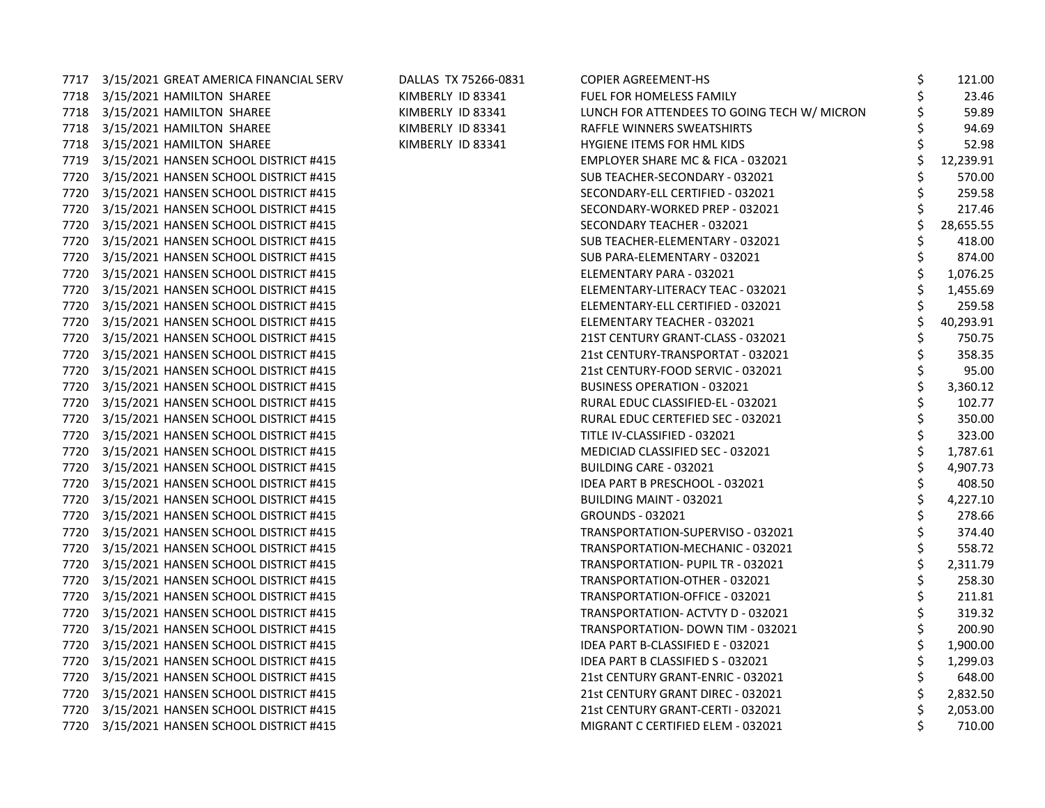| | | | | | |
|---|---|---|---|---|---|
| 7717 | 3/15/2021 | GREAT AMERICA FINANCIAL SERV | DALLAS TX 75266-0831 | COPIER AGREEMENT-HS | $ 121.00 |
| 7718 | 3/15/2021 | HAMILTON SHAREE | KIMBERLY ID 83341 | FUEL FOR HOMELESS FAMILY | $ 23.46 |
| 7718 | 3/15/2021 | HAMILTON SHAREE | KIMBERLY ID 83341 | LUNCH FOR ATTENDEES TO GOING TECH W/ MICRON | $ 59.89 |
| 7718 | 3/15/2021 | HAMILTON SHAREE | KIMBERLY ID 83341 | RAFFLE WINNERS SWEATSHIRTS | $ 94.69 |
| 7718 | 3/15/2021 | HAMILTON SHAREE | KIMBERLY ID 83341 | HYGIENE ITEMS FOR HML KIDS | $ 52.98 |
| 7719 | 3/15/2021 | HANSEN SCHOOL DISTRICT #415 | | EMPLOYER SHARE MC & FICA - 032021 | $ 12,239.91 |
| 7720 | 3/15/2021 | HANSEN SCHOOL DISTRICT #415 | | SUB TEACHER-SECONDARY - 032021 | $ 570.00 |
| 7720 | 3/15/2021 | HANSEN SCHOOL DISTRICT #415 | | SECONDARY-ELL CERTIFIED - 032021 | $ 259.58 |
| 7720 | 3/15/2021 | HANSEN SCHOOL DISTRICT #415 | | SECONDARY-WORKED PREP - 032021 | $ 217.46 |
| 7720 | 3/15/2021 | HANSEN SCHOOL DISTRICT #415 | | SECONDARY TEACHER - 032021 | $ 28,655.55 |
| 7720 | 3/15/2021 | HANSEN SCHOOL DISTRICT #415 | | SUB TEACHER-ELEMENTARY - 032021 | $ 418.00 |
| 7720 | 3/15/2021 | HANSEN SCHOOL DISTRICT #415 | | SUB PARA-ELEMENTARY - 032021 | $ 874.00 |
| 7720 | 3/15/2021 | HANSEN SCHOOL DISTRICT #415 | | ELEMENTARY PARA - 032021 | $ 1,076.25 |
| 7720 | 3/15/2021 | HANSEN SCHOOL DISTRICT #415 | | ELEMENTARY-LITERACY TEAC - 032021 | $ 1,455.69 |
| 7720 | 3/15/2021 | HANSEN SCHOOL DISTRICT #415 | | ELEMENTARY-ELL CERTIFIED - 032021 | $ 259.58 |
| 7720 | 3/15/2021 | HANSEN SCHOOL DISTRICT #415 | | ELEMENTARY TEACHER - 032021 | $ 40,293.91 |
| 7720 | 3/15/2021 | HANSEN SCHOOL DISTRICT #415 | | 21ST CENTURY GRANT-CLASS - 032021 | $ 750.75 |
| 7720 | 3/15/2021 | HANSEN SCHOOL DISTRICT #415 | | 21st CENTURY-TRANSPORTAT - 032021 | $ 358.35 |
| 7720 | 3/15/2021 | HANSEN SCHOOL DISTRICT #415 | | 21st CENTURY-FOOD SERVIC - 032021 | $ 95.00 |
| 7720 | 3/15/2021 | HANSEN SCHOOL DISTRICT #415 | | BUSINESS OPERATION - 032021 | $ 3,360.12 |
| 7720 | 3/15/2021 | HANSEN SCHOOL DISTRICT #415 | | RURAL EDUC CLASSIFIED-EL - 032021 | $ 102.77 |
| 7720 | 3/15/2021 | HANSEN SCHOOL DISTRICT #415 | | RURAL EDUC CERTEFIED SEC - 032021 | $ 350.00 |
| 7720 | 3/15/2021 | HANSEN SCHOOL DISTRICT #415 | | TITLE IV-CLASSIFIED - 032021 | $ 323.00 |
| 7720 | 3/15/2021 | HANSEN SCHOOL DISTRICT #415 | | MEDICIAD CLASSIFIED SEC - 032021 | $ 1,787.61 |
| 7720 | 3/15/2021 | HANSEN SCHOOL DISTRICT #415 | | BUILDING CARE - 032021 | $ 4,907.73 |
| 7720 | 3/15/2021 | HANSEN SCHOOL DISTRICT #415 | | IDEA PART B PRESCHOOL - 032021 | $ 408.50 |
| 7720 | 3/15/2021 | HANSEN SCHOOL DISTRICT #415 | | BUILDING MAINT - 032021 | $ 4,227.10 |
| 7720 | 3/15/2021 | HANSEN SCHOOL DISTRICT #415 | | GROUNDS - 032021 | $ 278.66 |
| 7720 | 3/15/2021 | HANSEN SCHOOL DISTRICT #415 | | TRANSPORTATION-SUPERVISO - 032021 | $ 374.40 |
| 7720 | 3/15/2021 | HANSEN SCHOOL DISTRICT #415 | | TRANSPORTATION-MECHANIC - 032021 | $ 558.72 |
| 7720 | 3/15/2021 | HANSEN SCHOOL DISTRICT #415 | | TRANSPORTATION- PUPIL TR - 032021 | $ 2,311.79 |
| 7720 | 3/15/2021 | HANSEN SCHOOL DISTRICT #415 | | TRANSPORTATION-OTHER - 032021 | $ 258.30 |
| 7720 | 3/15/2021 | HANSEN SCHOOL DISTRICT #415 | | TRANSPORTATION-OFFICE - 032021 | $ 211.81 |
| 7720 | 3/15/2021 | HANSEN SCHOOL DISTRICT #415 | | TRANSPORTATION- ACTVTY D - 032021 | $ 319.32 |
| 7720 | 3/15/2021 | HANSEN SCHOOL DISTRICT #415 | | TRANSPORTATION- DOWN TIM - 032021 | $ 200.90 |
| 7720 | 3/15/2021 | HANSEN SCHOOL DISTRICT #415 | | IDEA PART B-CLASSIFIED E - 032021 | $ 1,900.00 |
| 7720 | 3/15/2021 | HANSEN SCHOOL DISTRICT #415 | | IDEA PART B CLASSIFIED S - 032021 | $ 1,299.03 |
| 7720 | 3/15/2021 | HANSEN SCHOOL DISTRICT #415 | | 21st CENTURY GRANT-ENRIC - 032021 | $ 648.00 |
| 7720 | 3/15/2021 | HANSEN SCHOOL DISTRICT #415 | | 21st CENTURY GRANT DIREC - 032021 | $ 2,832.50 |
| 7720 | 3/15/2021 | HANSEN SCHOOL DISTRICT #415 | | 21st CENTURY GRANT-CERTI - 032021 | $ 2,053.00 |
| 7720 | 3/15/2021 | HANSEN SCHOOL DISTRICT #415 | | MIGRANT C CERTIFIED ELEM - 032021 | $ 710.00 |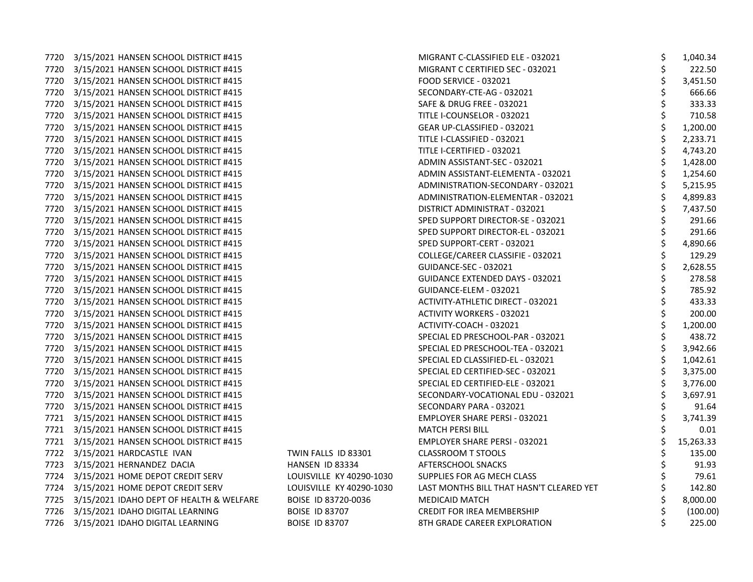| | | | | | |
|---|---|---|---|---|---|
| 7720 | 3/15/2021 | HANSEN SCHOOL DISTRICT #415 | | MIGRANT C-CLASSIFIED ELE - 032021 | $ 1,040.34 |
| 7720 | 3/15/2021 | HANSEN SCHOOL DISTRICT #415 | | MIGRANT C CERTIFIED SEC - 032021 | $ 222.50 |
| 7720 | 3/15/2021 | HANSEN SCHOOL DISTRICT #415 | | FOOD SERVICE - 032021 | $ 3,451.50 |
| 7720 | 3/15/2021 | HANSEN SCHOOL DISTRICT #415 | | SECONDARY-CTE-AG - 032021 | $ 666.66 |
| 7720 | 3/15/2021 | HANSEN SCHOOL DISTRICT #415 | | SAFE & DRUG FREE - 032021 | $ 333.33 |
| 7720 | 3/15/2021 | HANSEN SCHOOL DISTRICT #415 | | TITLE I-COUNSELOR - 032021 | $ 710.58 |
| 7720 | 3/15/2021 | HANSEN SCHOOL DISTRICT #415 | | GEAR UP-CLASSIFIED - 032021 | $ 1,200.00 |
| 7720 | 3/15/2021 | HANSEN SCHOOL DISTRICT #415 | | TITLE I-CLASSIFIED - 032021 | $ 2,233.71 |
| 7720 | 3/15/2021 | HANSEN SCHOOL DISTRICT #415 | | TITLE I-CERTIFIED - 032021 | $ 4,743.20 |
| 7720 | 3/15/2021 | HANSEN SCHOOL DISTRICT #415 | | ADMIN ASSISTANT-SEC - 032021 | $ 1,428.00 |
| 7720 | 3/15/2021 | HANSEN SCHOOL DISTRICT #415 | | ADMIN ASSISTANT-ELEMENTA - 032021 | $ 1,254.60 |
| 7720 | 3/15/2021 | HANSEN SCHOOL DISTRICT #415 | | ADMINISTRATION-SECONDARY - 032021 | $ 5,215.95 |
| 7720 | 3/15/2021 | HANSEN SCHOOL DISTRICT #415 | | ADMINISTRATION-ELEMENTAR - 032021 | $ 4,899.83 |
| 7720 | 3/15/2021 | HANSEN SCHOOL DISTRICT #415 | | DISTRICT ADMINISTRAT - 032021 | $ 7,437.50 |
| 7720 | 3/15/2021 | HANSEN SCHOOL DISTRICT #415 | | SPED SUPPORT DIRECTOR-SE - 032021 | $ 291.66 |
| 7720 | 3/15/2021 | HANSEN SCHOOL DISTRICT #415 | | SPED SUPPORT DIRECTOR-EL - 032021 | $ 291.66 |
| 7720 | 3/15/2021 | HANSEN SCHOOL DISTRICT #415 | | SPED SUPPORT-CERT - 032021 | $ 4,890.66 |
| 7720 | 3/15/2021 | HANSEN SCHOOL DISTRICT #415 | | COLLEGE/CAREER CLASSIFIE - 032021 | $ 129.29 |
| 7720 | 3/15/2021 | HANSEN SCHOOL DISTRICT #415 | | GUIDANCE-SEC - 032021 | $ 2,628.55 |
| 7720 | 3/15/2021 | HANSEN SCHOOL DISTRICT #415 | | GUIDANCE EXTENDED DAYS - 032021 | $ 278.58 |
| 7720 | 3/15/2021 | HANSEN SCHOOL DISTRICT #415 | | GUIDANCE-ELEM - 032021 | $ 785.92 |
| 7720 | 3/15/2021 | HANSEN SCHOOL DISTRICT #415 | | ACTIVITY-ATHLETIC DIRECT - 032021 | $ 433.33 |
| 7720 | 3/15/2021 | HANSEN SCHOOL DISTRICT #415 | | ACTIVITY WORKERS - 032021 | $ 200.00 |
| 7720 | 3/15/2021 | HANSEN SCHOOL DISTRICT #415 | | ACTIVITY-COACH - 032021 | $ 1,200.00 |
| 7720 | 3/15/2021 | HANSEN SCHOOL DISTRICT #415 | | SPECIAL ED PRESCHOOL-PAR - 032021 | $ 438.72 |
| 7720 | 3/15/2021 | HANSEN SCHOOL DISTRICT #415 | | SPECIAL ED PRESCHOOL-TEA - 032021 | $ 3,942.66 |
| 7720 | 3/15/2021 | HANSEN SCHOOL DISTRICT #415 | | SPECIAL ED CLASSIFIED-EL - 032021 | $ 1,042.61 |
| 7720 | 3/15/2021 | HANSEN SCHOOL DISTRICT #415 | | SPECIAL ED CERTIFIED-SEC - 032021 | $ 3,375.00 |
| 7720 | 3/15/2021 | HANSEN SCHOOL DISTRICT #415 | | SPECIAL ED CERTIFIED-ELE - 032021 | $ 3,776.00 |
| 7720 | 3/15/2021 | HANSEN SCHOOL DISTRICT #415 | | SECONDARY-VOCATIONAL EDU - 032021 | $ 3,697.91 |
| 7720 | 3/15/2021 | HANSEN SCHOOL DISTRICT #415 | | SECONDARY PARA - 032021 | $ 91.64 |
| 7721 | 3/15/2021 | HANSEN SCHOOL DISTRICT #415 | | EMPLOYER SHARE PERSI - 032021 | $ 3,741.39 |
| 7721 | 3/15/2021 | HANSEN SCHOOL DISTRICT #415 | | MATCH PERSI BILL | $ 0.01 |
| 7721 | 3/15/2021 | HANSEN SCHOOL DISTRICT #415 | | EMPLOYER SHARE PERSI - 032021 | $ 15,263.33 |
| 7722 | 3/15/2021 | HARDCASTLE IVAN | TWIN FALLS ID 83301 | CLASSROOM T STOOLS | $ 135.00 |
| 7723 | 3/15/2021 | HERNANDEZ DACIA | HANSEN ID 83334 | AFTERSCHOOL SNACKS | $ 91.93 |
| 7724 | 3/15/2021 | HOME DEPOT CREDIT SERV | LOUISVILLE KY 40290-1030 | SUPPLIES FOR AG MECH CLASS | $ 79.61 |
| 7724 | 3/15/2021 | HOME DEPOT CREDIT SERV | LOUISVILLE KY 40290-1030 | LAST MONTHS BILL THAT HASN'T CLEARED YET | $ 142.80 |
| 7725 | 3/15/2021 | IDAHO DEPT OF HEALTH & WELFARE | BOISE ID 83720-0036 | MEDICAID MATCH | $ 8,000.00 |
| 7726 | 3/15/2021 | IDAHO DIGITAL LEARNING | BOISE ID 83707 | CREDIT FOR IREA MEMBERSHIP | $ (100.00) |
| 7726 | 3/15/2021 | IDAHO DIGITAL LEARNING | BOISE ID 83707 | 8TH GRADE CAREER EXPLORATION | $ 225.00 |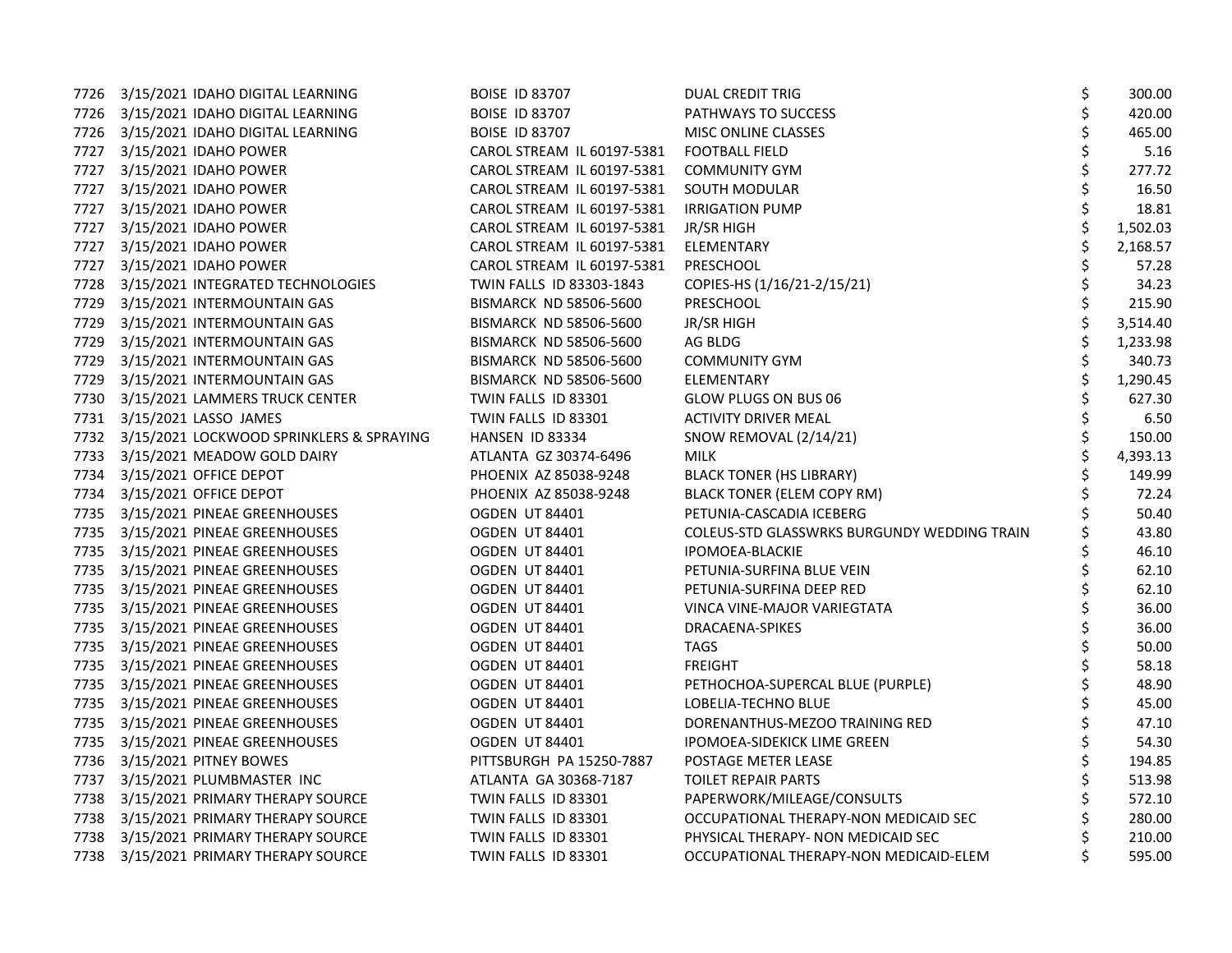| | | | | | |
|---|---|---|---|---|---|
| 7726 | 3/15/2021 | IDAHO DIGITAL LEARNING | BOISE ID 83707 | DUAL CREDIT TRIG | $ 300.00 |
| 7726 | 3/15/2021 | IDAHO DIGITAL LEARNING | BOISE ID 83707 | PATHWAYS TO SUCCESS | $ 420.00 |
| 7726 | 3/15/2021 | IDAHO DIGITAL LEARNING | BOISE ID 83707 | MISC ONLINE CLASSES | $ 465.00 |
| 7727 | 3/15/2021 | IDAHO POWER | CAROL STREAM IL 60197-5381 | FOOTBALL FIELD | $ 5.16 |
| 7727 | 3/15/2021 | IDAHO POWER | CAROL STREAM IL 60197-5381 | COMMUNITY GYM | $ 277.72 |
| 7727 | 3/15/2021 | IDAHO POWER | CAROL STREAM IL 60197-5381 | SOUTH MODULAR | $ 16.50 |
| 7727 | 3/15/2021 | IDAHO POWER | CAROL STREAM IL 60197-5381 | IRRIGATION PUMP | $ 18.81 |
| 7727 | 3/15/2021 | IDAHO POWER | CAROL STREAM IL 60197-5381 | JR/SR HIGH | $ 1,502.03 |
| 7727 | 3/15/2021 | IDAHO POWER | CAROL STREAM IL 60197-5381 | ELEMENTARY | $ 2,168.57 |
| 7727 | 3/15/2021 | IDAHO POWER | CAROL STREAM IL 60197-5381 | PRESCHOOL | $ 57.28 |
| 7728 | 3/15/2021 | INTEGRATED TECHNOLOGIES | TWIN FALLS ID 83303-1843 | COPIES-HS (1/16/21-2/15/21) | $ 34.23 |
| 7729 | 3/15/2021 | INTERMOUNTAIN GAS | BISMARCK ND 58506-5600 | PRESCHOOL | $ 215.90 |
| 7729 | 3/15/2021 | INTERMOUNTAIN GAS | BISMARCK ND 58506-5600 | JR/SR HIGH | $ 3,514.40 |
| 7729 | 3/15/2021 | INTERMOUNTAIN GAS | BISMARCK ND 58506-5600 | AG BLDG | $ 1,233.98 |
| 7729 | 3/15/2021 | INTERMOUNTAIN GAS | BISMARCK ND 58506-5600 | COMMUNITY GYM | $ 340.73 |
| 7729 | 3/15/2021 | INTERMOUNTAIN GAS | BISMARCK ND 58506-5600 | ELEMENTARY | $ 1,290.45 |
| 7730 | 3/15/2021 | LAMMERS TRUCK CENTER | TWIN FALLS ID 83301 | GLOW PLUGS ON BUS 06 | $ 627.30 |
| 7731 | 3/15/2021 | LASSO JAMES | TWIN FALLS ID 83301 | ACTIVITY DRIVER MEAL | $ 6.50 |
| 7732 | 3/15/2021 | LOCKWOOD SPRINKLERS & SPRAYING | HANSEN ID 83334 | SNOW REMOVAL (2/14/21) | $ 150.00 |
| 7733 | 3/15/2021 | MEADOW GOLD DAIRY | ATLANTA GZ 30374-6496 | MILK | $ 4,393.13 |
| 7734 | 3/15/2021 | OFFICE DEPOT | PHOENIX AZ 85038-9248 | BLACK TONER (HS LIBRARY) | $ 149.99 |
| 7734 | 3/15/2021 | OFFICE DEPOT | PHOENIX AZ 85038-9248 | BLACK TONER (ELEM COPY RM) | $ 72.24 |
| 7735 | 3/15/2021 | PINEAE GREENHOUSES | OGDEN UT 84401 | PETUNIA-CASCADIA ICEBERG | $ 50.40 |
| 7735 | 3/15/2021 | PINEAE GREENHOUSES | OGDEN UT 84401 | COLEUS-STD GLASSWRKS BURGUNDY WEDDING TRAIN | $ 43.80 |
| 7735 | 3/15/2021 | PINEAE GREENHOUSES | OGDEN UT 84401 | IPOMOEA-BLACKIE | $ 46.10 |
| 7735 | 3/15/2021 | PINEAE GREENHOUSES | OGDEN UT 84401 | PETUNIA-SURFINA BLUE VEIN | $ 62.10 |
| 7735 | 3/15/2021 | PINEAE GREENHOUSES | OGDEN UT 84401 | PETUNIA-SURFINA DEEP RED | $ 62.10 |
| 7735 | 3/15/2021 | PINEAE GREENHOUSES | OGDEN UT 84401 | VINCA VINE-MAJOR VARIEGTATA | $ 36.00 |
| 7735 | 3/15/2021 | PINEAE GREENHOUSES | OGDEN UT 84401 | DRACAENA-SPIKES | $ 36.00 |
| 7735 | 3/15/2021 | PINEAE GREENHOUSES | OGDEN UT 84401 | TAGS | $ 50.00 |
| 7735 | 3/15/2021 | PINEAE GREENHOUSES | OGDEN UT 84401 | FREIGHT | $ 58.18 |
| 7735 | 3/15/2021 | PINEAE GREENHOUSES | OGDEN UT 84401 | PETHOCHOA-SUPERCAL BLUE (PURPLE) | $ 48.90 |
| 7735 | 3/15/2021 | PINEAE GREENHOUSES | OGDEN UT 84401 | LOBELIA-TECHNO BLUE | $ 45.00 |
| 7735 | 3/15/2021 | PINEAE GREENHOUSES | OGDEN UT 84401 | DORENANTHUS-MEZOO TRAINING RED | $ 47.10 |
| 7735 | 3/15/2021 | PINEAE GREENHOUSES | OGDEN UT 84401 | IPOMOEA-SIDEKICK LIME GREEN | $ 54.30 |
| 7736 | 3/15/2021 | PITNEY BOWES | PITTSBURGH PA 15250-7887 | POSTAGE METER LEASE | $ 194.85 |
| 7737 | 3/15/2021 | PLUMBMASTER INC | ATLANTA GA 30368-7187 | TOILET REPAIR PARTS | $ 513.98 |
| 7738 | 3/15/2021 | PRIMARY THERAPY SOURCE | TWIN FALLS ID 83301 | PAPERWORK/MILEAGE/CONSULTS | $ 572.10 |
| 7738 | 3/15/2021 | PRIMARY THERAPY SOURCE | TWIN FALLS ID 83301 | OCCUPATIONAL THERAPY-NON MEDICAID SEC | $ 280.00 |
| 7738 | 3/15/2021 | PRIMARY THERAPY SOURCE | TWIN FALLS ID 83301 | PHYSICAL THERAPY- NON MEDICAID SEC | $ 210.00 |
| 7738 | 3/15/2021 | PRIMARY THERAPY SOURCE | TWIN FALLS ID 83301 | OCCUPATIONAL THERAPY-NON MEDICAID-ELEM | $ 595.00 |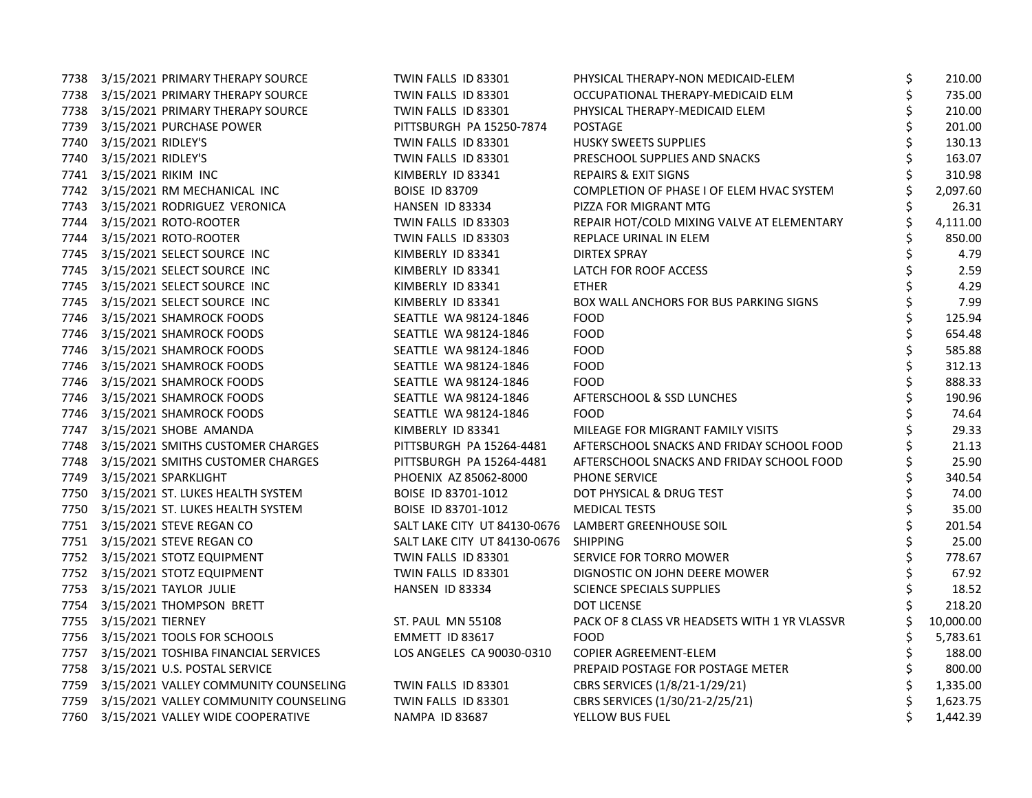| | | | | | |
|---|---|---|---|---|---|
| 7738 | 3/15/2021 | PRIMARY THERAPY SOURCE | TWIN FALLS ID 83301 | PHYSICAL THERAPY-NON MEDICAID-ELEM | $ 210.00 |
| 7738 | 3/15/2021 | PRIMARY THERAPY SOURCE | TWIN FALLS ID 83301 | OCCUPATIONAL THERAPY-MEDICAID ELM | $ 735.00 |
| 7738 | 3/15/2021 | PRIMARY THERAPY SOURCE | TWIN FALLS ID 83301 | PHYSICAL THERAPY-MEDICAID ELEM | $ 210.00 |
| 7739 | 3/15/2021 | PURCHASE POWER | PITTSBURGH PA 15250-7874 | POSTAGE | $ 201.00 |
| 7740 | 3/15/2021 | RIDLEY'S | TWIN FALLS ID 83301 | HUSKY SWEETS SUPPLIES | $ 130.13 |
| 7740 | 3/15/2021 | RIDLEY'S | TWIN FALLS ID 83301 | PRESCHOOL SUPPLIES AND SNACKS | $ 163.07 |
| 7741 | 3/15/2021 | RIKIM INC | KIMBERLY ID 83341 | REPAIRS & EXIT SIGNS | $ 310.98 |
| 7742 | 3/15/2021 | RM MECHANICAL INC | BOISE ID 83709 | COMPLETION OF PHASE I OF ELEM HVAC SYSTEM | $ 2,097.60 |
| 7743 | 3/15/2021 | RODRIGUEZ VERONICA | HANSEN ID 83334 | PIZZA FOR MIGRANT MTG | $ 26.31 |
| 7744 | 3/15/2021 | ROTO-ROOTER | TWIN FALLS ID 83303 | REPAIR HOT/COLD MIXING VALVE AT ELEMENTARY | $ 4,111.00 |
| 7744 | 3/15/2021 | ROTO-ROOTER | TWIN FALLS ID 83303 | REPLACE URINAL IN ELEM | $ 850.00 |
| 7745 | 3/15/2021 | SELECT SOURCE INC | KIMBERLY ID 83341 | DIRTEX SPRAY | $ 4.79 |
| 7745 | 3/15/2021 | SELECT SOURCE INC | KIMBERLY ID 83341 | LATCH FOR ROOF ACCESS | $ 2.59 |
| 7745 | 3/15/2021 | SELECT SOURCE INC | KIMBERLY ID 83341 | ETHER | $ 4.29 |
| 7745 | 3/15/2021 | SELECT SOURCE INC | KIMBERLY ID 83341 | BOX WALL ANCHORS FOR BUS PARKING SIGNS | $ 7.99 |
| 7746 | 3/15/2021 | SHAMROCK FOODS | SEATTLE WA 98124-1846 | FOOD | $ 125.94 |
| 7746 | 3/15/2021 | SHAMROCK FOODS | SEATTLE WA 98124-1846 | FOOD | $ 654.48 |
| 7746 | 3/15/2021 | SHAMROCK FOODS | SEATTLE WA 98124-1846 | FOOD | $ 585.88 |
| 7746 | 3/15/2021 | SHAMROCK FOODS | SEATTLE WA 98124-1846 | FOOD | $ 312.13 |
| 7746 | 3/15/2021 | SHAMROCK FOODS | SEATTLE WA 98124-1846 | FOOD | $ 888.33 |
| 7746 | 3/15/2021 | SHAMROCK FOODS | SEATTLE WA 98124-1846 | AFTERSCHOOL & SSD LUNCHES | $ 190.96 |
| 7746 | 3/15/2021 | SHAMROCK FOODS | SEATTLE WA 98124-1846 | FOOD | $ 74.64 |
| 7747 | 3/15/2021 | SHOBE AMANDA | KIMBERLY ID 83341 | MILEAGE FOR MIGRANT FAMILY VISITS | $ 29.33 |
| 7748 | 3/15/2021 | SMITHS CUSTOMER CHARGES | PITTSBURGH PA 15264-4481 | AFTERSCHOOL SNACKS AND FRIDAY SCHOOL FOOD | $ 21.13 |
| 7748 | 3/15/2021 | SMITHS CUSTOMER CHARGES | PITTSBURGH PA 15264-4481 | AFTERSCHOOL SNACKS AND FRIDAY SCHOOL FOOD | $ 25.90 |
| 7749 | 3/15/2021 | SPARKLIGHT | PHOENIX AZ 85062-8000 | PHONE SERVICE | $ 340.54 |
| 7750 | 3/15/2021 | ST. LUKES HEALTH SYSTEM | BOISE ID 83701-1012 | DOT PHYSICAL & DRUG TEST | $ 74.00 |
| 7750 | 3/15/2021 | ST. LUKES HEALTH SYSTEM | BOISE ID 83701-1012 | MEDICAL TESTS | $ 35.00 |
| 7751 | 3/15/2021 | STEVE REGAN CO | SALT LAKE CITY UT 84130-0676 | LAMBERT GREENHOUSE SOIL | $ 201.54 |
| 7751 | 3/15/2021 | STEVE REGAN CO | SALT LAKE CITY UT 84130-0676 | SHIPPING | $ 25.00 |
| 7752 | 3/15/2021 | STOTZ EQUIPMENT | TWIN FALLS ID 83301 | SERVICE FOR TORRO MOWER | $ 778.67 |
| 7752 | 3/15/2021 | STOTZ EQUIPMENT | TWIN FALLS ID 83301 | DIGNOSTIC ON JOHN DEERE MOWER | $ 67.92 |
| 7753 | 3/15/2021 | TAYLOR JULIE | HANSEN ID 83334 | SCIENCE SPECIALS SUPPLIES | $ 18.52 |
| 7754 | 3/15/2021 | THOMPSON BRETT | | DOT LICENSE | $ 218.20 |
| 7755 | 3/15/2021 | TIERNEY | ST. PAUL MN 55108 | PACK OF 8 CLASS VR HEADSETS WITH 1 YR VLASSVR | $ 10,000.00 |
| 7756 | 3/15/2021 | TOOLS FOR SCHOOLS | EMMETT ID 83617 | FOOD | $ 5,783.61 |
| 7757 | 3/15/2021 | TOSHIBA FINANCIAL SERVICES | LOS ANGELES CA 90030-0310 | COPIER AGREEMENT-ELEM | $ 188.00 |
| 7758 | 3/15/2021 | U.S. POSTAL SERVICE | | PREPAID POSTAGE FOR POSTAGE METER | $ 800.00 |
| 7759 | 3/15/2021 | VALLEY COMMUNITY COUNSELING | TWIN FALLS ID 83301 | CBRS SERVICES (1/8/21-1/29/21) | $ 1,335.00 |
| 7759 | 3/15/2021 | VALLEY COMMUNITY COUNSELING | TWIN FALLS ID 83301 | CBRS SERVICES (1/30/21-2/25/21) | $ 1,623.75 |
| 7760 | 3/15/2021 | VALLEY WIDE COOPERATIVE | NAMPA ID 83687 | YELLOW BUS FUEL | $ 1,442.39 |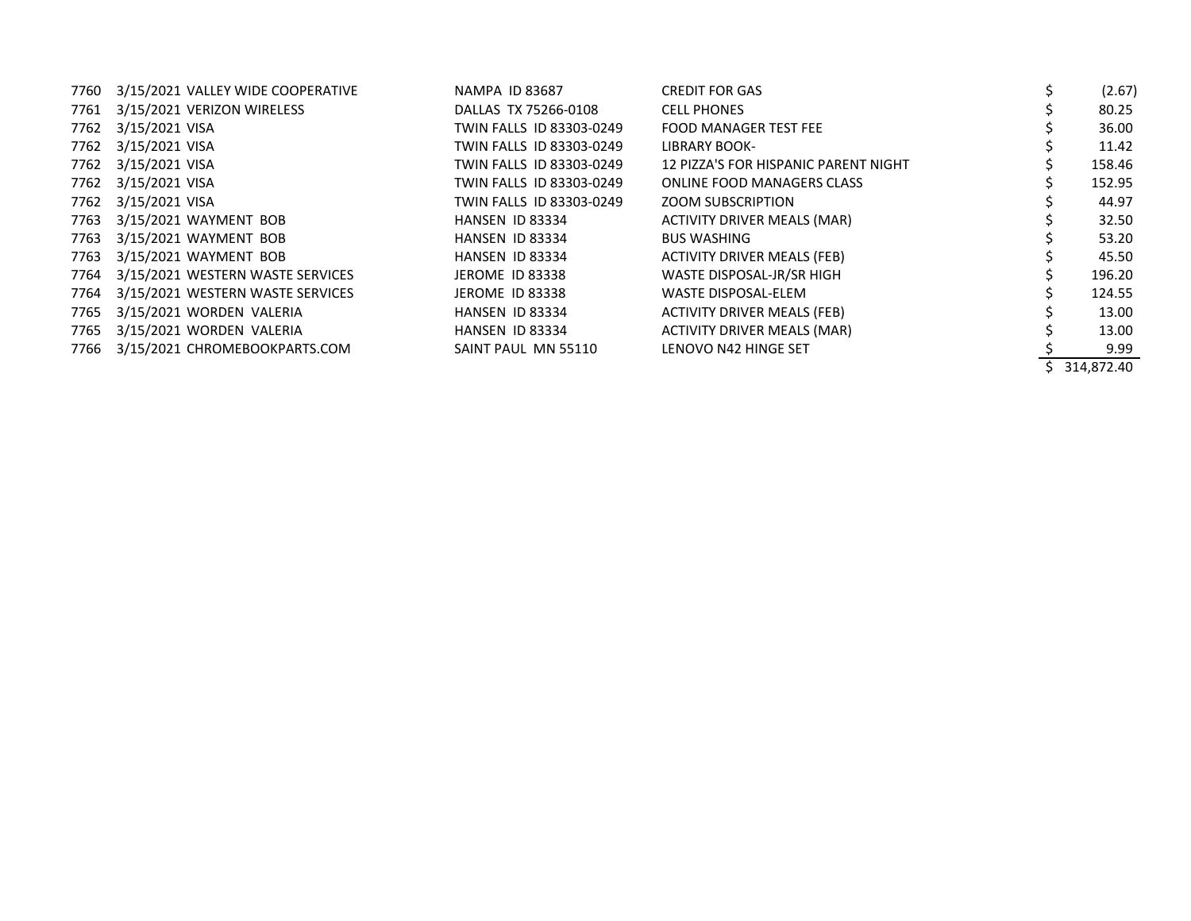| | | | | | |
|---|---|---|---|---|---|
| 7760 | 3/15/2021 | VALLEY WIDE COOPERATIVE | NAMPA ID 83687 | CREDIT FOR GAS | $ (2.67) |
| 7761 | 3/15/2021 | VERIZON WIRELESS | DALLAS TX 75266-0108 | CELL PHONES | $ 80.25 |
| 7762 | 3/15/2021 | VISA | TWIN FALLS ID 83303-0249 | FOOD MANAGER TEST FEE | $ 36.00 |
| 7762 | 3/15/2021 | VISA | TWIN FALLS ID 83303-0249 | LIBRARY BOOK- | $ 11.42 |
| 7762 | 3/15/2021 | VISA | TWIN FALLS ID 83303-0249 | 12 PIZZA'S FOR HISPANIC PARENT NIGHT | $ 158.46 |
| 7762 | 3/15/2021 | VISA | TWIN FALLS ID 83303-0249 | ONLINE FOOD MANAGERS CLASS | $ 152.95 |
| 7762 | 3/15/2021 | VISA | TWIN FALLS ID 83303-0249 | ZOOM SUBSCRIPTION | $ 44.97 |
| 7763 | 3/15/2021 | WAYMENT BOB | HANSEN ID 83334 | ACTIVITY DRIVER MEALS (MAR) | $ 32.50 |
| 7763 | 3/15/2021 | WAYMENT BOB | HANSEN ID 83334 | BUS WASHING | $ 53.20 |
| 7763 | 3/15/2021 | WAYMENT BOB | HANSEN ID 83334 | ACTIVITY DRIVER MEALS (FEB) | $ 45.50 |
| 7764 | 3/15/2021 | WESTERN WASTE SERVICES | JEROME ID 83338 | WASTE DISPOSAL-JR/SR HIGH | $ 196.20 |
| 7764 | 3/15/2021 | WESTERN WASTE SERVICES | JEROME ID 83338 | WASTE DISPOSAL-ELEM | $ 124.55 |
| 7765 | 3/15/2021 | WORDEN VALERIA | HANSEN ID 83334 | ACTIVITY DRIVER MEALS (FEB) | $ 13.00 |
| 7765 | 3/15/2021 | WORDEN VALERIA | HANSEN ID 83334 | ACTIVITY DRIVER MEALS (MAR) | $ 13.00 |
| 7766 | 3/15/2021 | CHROMEBOOKPARTS.COM | SAINT PAUL MN 55110 | LENOVO N42 HINGE SET | $ 9.99 |
| | | | | | $ 314,872.40 |